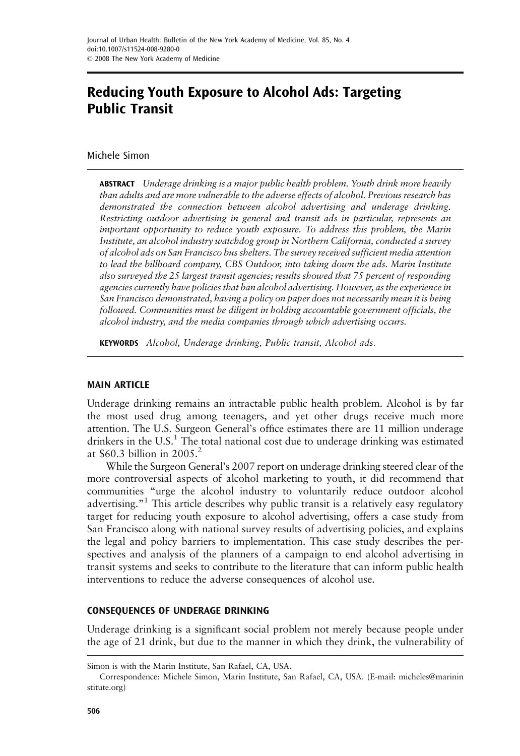# Reducing Youth Exposure to Alcohol Ads: Targeting Public Transit

Michele Simon

**ABSTRACT** *Underage drinking is a major public health problem. Youth drink more heavily than adults and are more vulnerable to the adverse effects of alcohol. Previous research has demonstrated the connection between alcohol advertising and underage drinking. Restricting outdoor advertising in general and transit ads in particular, represents an important opportunity to reduce youth exposure. To address this problem, the Marin Institute, an alcohol industry watchdog group in Northern California, conducted a survey of alcohol ads on San Francisco bus shelters. The survey received sufficient media attention to lead the billboard company, CBS Outdoor, into taking down the ads. Marin Institute also surveyed the 25 largest transit agencies; results showed that 75 percent of responding agencies currently have policies that ban alcohol advertising. However, as the experience in San Francisco demonstrated, having a policy on paper does not necessarily mean it is being followed. Communities must be diligent in holding accountable government officials, the alcohol industry, and the media companies through which advertising occurs.*

**KEYWORDS** *Alcohol, Underage drinking, Public transit, Alcohol ads.*

## MAIN ARTICLE

Underage drinking remains an intractable public health problem. Alcohol is by far the most used drug among teenagers, and yet other drugs receive much more attention. The U.S. Surgeon General's office estimates there are 11 million underage drinkers in the U.S.[1] The total national cost due to underage drinking was estimated at $60.3 billion in 2005.[2]

While the Surgeon General's 2007 report on underage drinking steered clear of the more controversial aspects of alcohol marketing to youth, it did recommend that communities "urge the alcohol industry to voluntarily reduce outdoor alcohol advertising."[1] This article describes why public transit is a relatively easy regulatory target for reducing youth exposure to alcohol advertising, offers a case study from San Francisco along with national survey results of advertising policies, and explains the legal and policy barriers to implementation. This case study describes the perspectives and analysis of the planners of a campaign to end alcohol advertising in transit systems and seeks to contribute to the literature that can inform public health interventions to reduce the adverse consequences of alcohol use.

## CONSEQUENCES OF UNDERAGE DRINKING

Underage drinking is a significant social problem not merely because people under the age of 21 drink, but due to the manner in which they drink, the vulnerability of

Simon is with the Marin Institute, San Rafael, CA, USA.

Correspondence: Michele Simon, Marin Institute, San Rafael, CA, USA. (E-mail: micheles@marininstitute.org)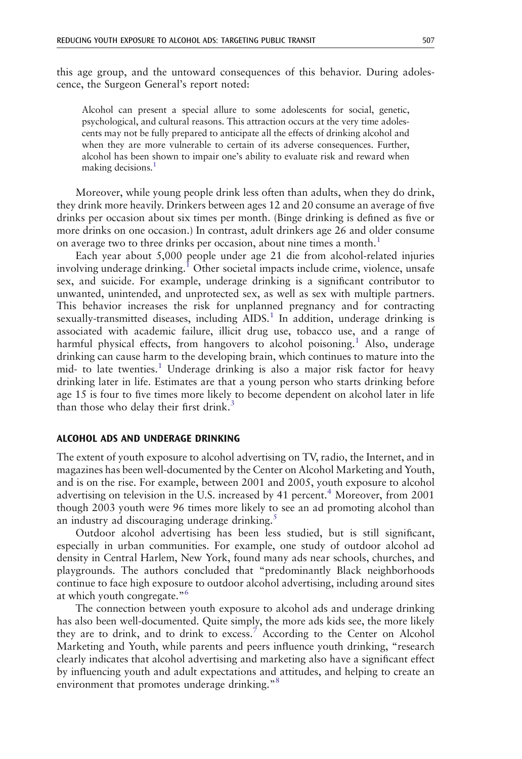this age group, and the untoward consequences of this behavior. During adolescence, the Surgeon General's report noted:

> Alcohol can present a special allure to some adolescents for social, genetic, psychological, and cultural reasons. This attraction occurs at the very time adolescents may not be fully prepared to anticipate all the effects of drinking alcohol and when they are more vulnerable to certain of its adverse consequences. Further, alcohol has been shown to impair one's ability to evaluate risk and reward when making decisions.[1]

Moreover, while young people drink less often than adults, when they do drink, they drink more heavily. Drinkers between ages 12 and 20 consume an average of five drinks per occasion about six times per month. (Binge drinking is defined as five or more drinks on one occasion.) In contrast, adult drinkers age 26 and older consume on average two to three drinks per occasion, about nine times a month.[1]

Each year about 5,000 people under age 21 die from alcohol-related injuries involving underage drinking.[1] Other societal impacts include crime, violence, unsafe sex, and suicide. For example, underage drinking is a significant contributor to unwanted, unintended, and unprotected sex, as well as sex with multiple partners. This behavior increases the risk for unplanned pregnancy and for contracting sexually-transmitted diseases, including AIDS.[1] In addition, underage drinking is associated with academic failure, illicit drug use, tobacco use, and a range of harmful physical effects, from hangovers to alcohol poisoning.[1] Also, underage drinking can cause harm to the developing brain, which continues to mature into the mid- to late twenties.[1] Underage drinking is also a major risk factor for heavy drinking later in life. Estimates are that a young person who starts drinking before age 15 is four to five times more likely to become dependent on alcohol later in life than those who delay their first drink.[3]

### ALCOHOL ADS AND UNDERAGE DRINKING

The extent of youth exposure to alcohol advertising on TV, radio, the Internet, and in magazines has been well-documented by the Center on Alcohol Marketing and Youth, and is on the rise. For example, between 2001 and 2005, youth exposure to alcohol advertising on television in the U.S. increased by 41 percent.[4] Moreover, from 2001 though 2003 youth were 96 times more likely to see an ad promoting alcohol than an industry ad discouraging underage drinking.[5]

Outdoor alcohol advertising has been less studied, but is still significant, especially in urban communities. For example, one study of outdoor alcohol ad density in Central Harlem, New York, found many ads near schools, churches, and playgrounds. The authors concluded that "predominantly Black neighborhoods continue to face high exposure to outdoor alcohol advertising, including around sites at which youth congregate."[6]

The connection between youth exposure to alcohol ads and underage drinking has also been well-documented. Quite simply, the more ads kids see, the more likely they are to drink, and to drink to excess.[7] According to the Center on Alcohol Marketing and Youth, while parents and peers influence youth drinking, "research clearly indicates that alcohol advertising and marketing also have a significant effect by influencing youth and adult expectations and attitudes, and helping to create an environment that promotes underage drinking."[8]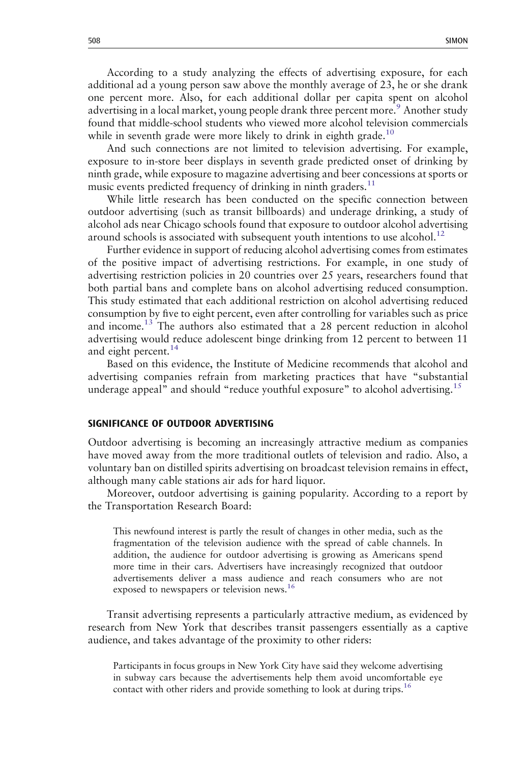According to a study analyzing the effects of advertising exposure, for each additional ad a young person saw above the monthly average of 23, he or she drank one percent more. Also, for each additional dollar per capita spent on alcohol advertising in a local market, young people drank three percent more.[9] Another study found that middle-school students who viewed more alcohol television commercials while in seventh grade were more likely to drink in eighth grade.[10]

And such connections are not limited to television advertising. For example, exposure to in-store beer displays in seventh grade predicted onset of drinking by ninth grade, while exposure to magazine advertising and beer concessions at sports or music events predicted frequency of drinking in ninth graders.[11]

While little research has been conducted on the specific connection between outdoor advertising (such as transit billboards) and underage drinking, a study of alcohol ads near Chicago schools found that exposure to outdoor alcohol advertising around schools is associated with subsequent youth intentions to use alcohol.[12]

Further evidence in support of reducing alcohol advertising comes from estimates of the positive impact of advertising restrictions. For example, in one study of advertising restriction policies in 20 countries over 25 years, researchers found that both partial bans and complete bans on alcohol advertising reduced consumption. This study estimated that each additional restriction on alcohol advertising reduced consumption by five to eight percent, even after controlling for variables such as price and income.[13] The authors also estimated that a 28 percent reduction in alcohol advertising would reduce adolescent binge drinking from 12 percent to between 11 and eight percent.[14]

Based on this evidence, the Institute of Medicine recommends that alcohol and advertising companies refrain from marketing practices that have "substantial underage appeal" and should "reduce youthful exposure" to alcohol advertising.[15]

## SIGNIFICANCE OF OUTDOOR ADVERTISING

Outdoor advertising is becoming an increasingly attractive medium as companies have moved away from the more traditional outlets of television and radio. Also, a voluntary ban on distilled spirits advertising on broadcast television remains in effect, although many cable stations air ads for hard liquor.

Moreover, outdoor advertising is gaining popularity. According to a report by the Transportation Research Board:

> This newfound interest is partly the result of changes in other media, such as the fragmentation of the television audience with the spread of cable channels. In addition, the audience for outdoor advertising is growing as Americans spend more time in their cars. Advertisers have increasingly recognized that outdoor advertisements deliver a mass audience and reach consumers who are not exposed to newspapers or television news.[16]

Transit advertising represents a particularly attractive medium, as evidenced by research from New York that describes transit passengers essentially as a captive audience, and takes advantage of the proximity to other riders:

> Participants in focus groups in New York City have said they welcome advertising in subway cars because the advertisements help them avoid uncomfortable eye contact with other riders and provide something to look at during trips.[16]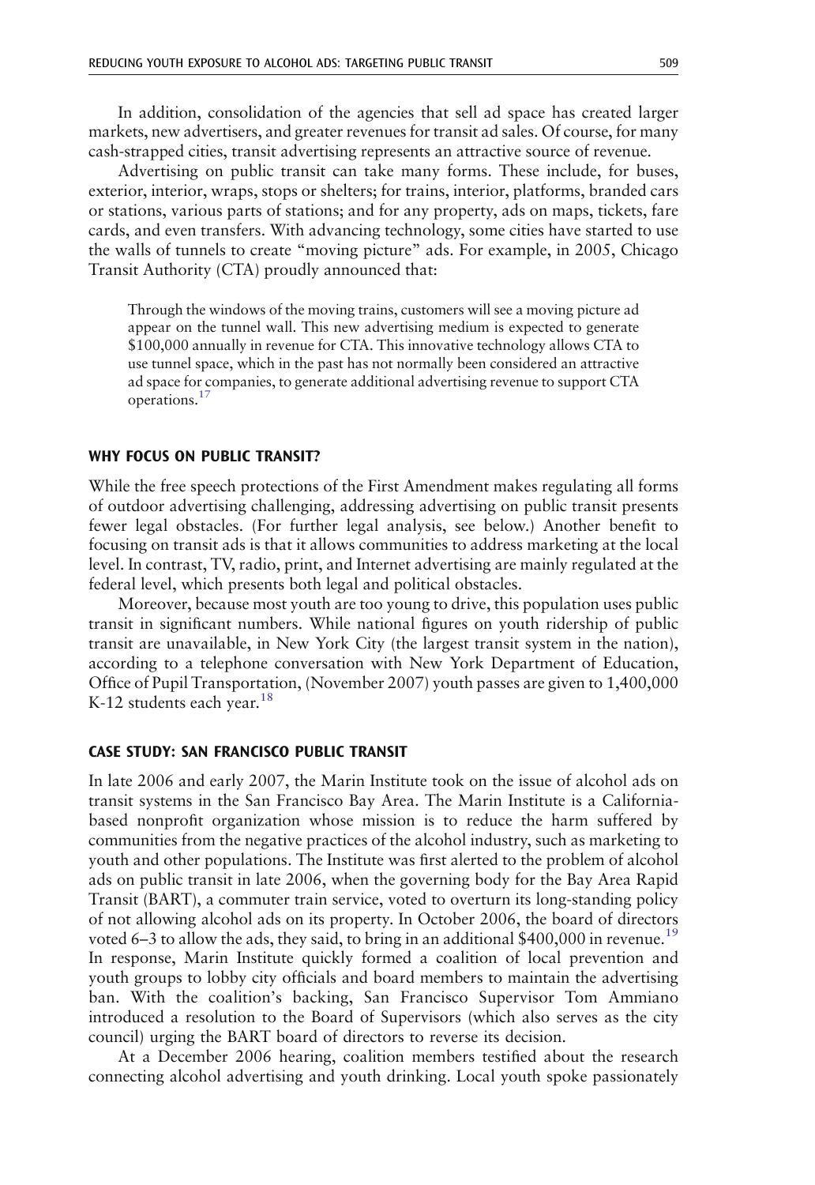In addition, consolidation of the agencies that sell ad space has created larger markets, new advertisers, and greater revenues for transit ad sales. Of course, for many cash-strapped cities, transit advertising represents an attractive source of revenue.

Advertising on public transit can take many forms. These include, for buses, exterior, interior, wraps, stops or shelters; for trains, interior, platforms, branded cars or stations, various parts of stations; and for any property, ads on maps, tickets, fare cards, and even transfers. With advancing technology, some cities have started to use the walls of tunnels to create "moving picture" ads. For example, in 2005, Chicago Transit Authority (CTA) proudly announced that:

> Through the windows of the moving trains, customers will see a moving picture ad appear on the tunnel wall. This new advertising medium is expected to generate \$100,000 annually in revenue for CTA. This innovative technology allows CTA to use tunnel space, which in the past has not normally been considered an attractive ad space for companies, to generate additional advertising revenue to support CTA operations.[17]

## WHY FOCUS ON PUBLIC TRANSIT?

While the free speech protections of the First Amendment makes regulating all forms of outdoor advertising challenging, addressing advertising on public transit presents fewer legal obstacles. (For further legal analysis, see below.) Another benefit to focusing on transit ads is that it allows communities to address marketing at the local level. In contrast, TV, radio, print, and Internet advertising are mainly regulated at the federal level, which presents both legal and political obstacles.

Moreover, because most youth are too young to drive, this population uses public transit in significant numbers. While national figures on youth ridership of public transit are unavailable, in New York City (the largest transit system in the nation), according to a telephone conversation with New York Department of Education, Office of Pupil Transportation, (November 2007) youth passes are given to 1,400,000 K-12 students each year.[18]

## CASE STUDY: SAN FRANCISCO PUBLIC TRANSIT

In late 2006 and early 2007, the Marin Institute took on the issue of alcohol ads on transit systems in the San Francisco Bay Area. The Marin Institute is a California-based nonprofit organization whose mission is to reduce the harm suffered by communities from the negative practices of the alcohol industry, such as marketing to youth and other populations. The Institute was first alerted to the problem of alcohol ads on public transit in late 2006, when the governing body for the Bay Area Rapid Transit (BART), a commuter train service, voted to overturn its long-standing policy of not allowing alcohol ads on its property. In October 2006, the board of directors voted 6–3 to allow the ads, they said, to bring in an additional \$400,000 in revenue.[19] In response, Marin Institute quickly formed a coalition of local prevention and youth groups to lobby city officials and board members to maintain the advertising ban. With the coalition's backing, San Francisco Supervisor Tom Ammiano introduced a resolution to the Board of Supervisors (which also serves as the city council) urging the BART board of directors to reverse its decision.

At a December 2006 hearing, coalition members testified about the research connecting alcohol advertising and youth drinking. Local youth spoke passionately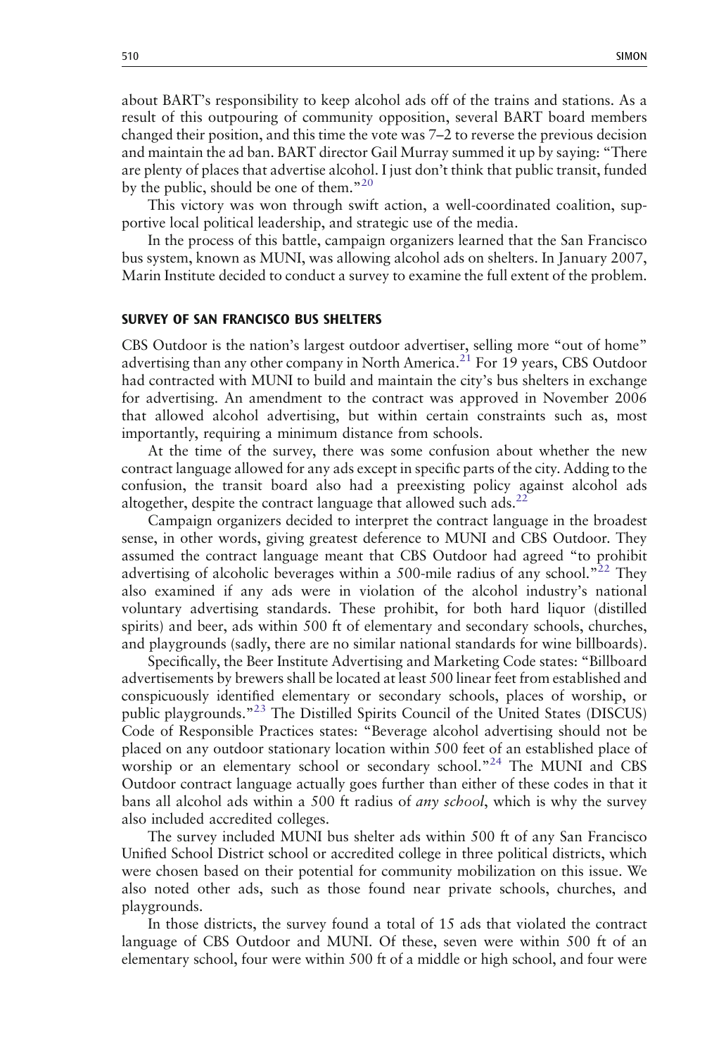about BART's responsibility to keep alcohol ads off of the trains and stations. As a result of this outpouring of community opposition, several BART board members changed their position, and this time the vote was 7–2 to reverse the previous decision and maintain the ad ban. BART director Gail Murray summed it up by saying: "There are plenty of places that advertise alcohol. I just don't think that public transit, funded by the public, should be one of them."[20]

This victory was won through swift action, a well-coordinated coalition, supportive local political leadership, and strategic use of the media.

In the process of this battle, campaign organizers learned that the San Francisco bus system, known as MUNI, was allowing alcohol ads on shelters. In January 2007, Marin Institute decided to conduct a survey to examine the full extent of the problem.

## SURVEY OF SAN FRANCISCO BUS SHELTERS

CBS Outdoor is the nation's largest outdoor advertiser, selling more "out of home" advertising than any other company in North America.[21] For 19 years, CBS Outdoor had contracted with MUNI to build and maintain the city's bus shelters in exchange for advertising. An amendment to the contract was approved in November 2006 that allowed alcohol advertising, but within certain constraints such as, most importantly, requiring a minimum distance from schools.

At the time of the survey, there was some confusion about whether the new contract language allowed for any ads except in specific parts of the city. Adding to the confusion, the transit board also had a preexisting policy against alcohol ads altogether, despite the contract language that allowed such ads.[22]

Campaign organizers decided to interpret the contract language in the broadest sense, in other words, giving greatest deference to MUNI and CBS Outdoor. They assumed the contract language meant that CBS Outdoor had agreed "to prohibit advertising of alcoholic beverages within a 500-mile radius of any school."[22] They also examined if any ads were in violation of the alcohol industry's national voluntary advertising standards. These prohibit, for both hard liquor (distilled spirits) and beer, ads within 500 ft of elementary and secondary schools, churches, and playgrounds (sadly, there are no similar national standards for wine billboards).

Specifically, the Beer Institute Advertising and Marketing Code states: "Billboard advertisements by brewers shall be located at least 500 linear feet from established and conspicuously identified elementary or secondary schools, places of worship, or public playgrounds."[23] The Distilled Spirits Council of the United States (DISCUS) Code of Responsible Practices states: "Beverage alcohol advertising should not be placed on any outdoor stationary location within 500 feet of an established place of worship or an elementary school or secondary school."[24] The MUNI and CBS Outdoor contract language actually goes further than either of these codes in that it bans all alcohol ads within a 500 ft radius of *any school*, which is why the survey also included accredited colleges.

The survey included MUNI bus shelter ads within 500 ft of any San Francisco Unified School District school or accredited college in three political districts, which were chosen based on their potential for community mobilization on this issue. We also noted other ads, such as those found near private schools, churches, and playgrounds.

In those districts, the survey found a total of 15 ads that violated the contract language of CBS Outdoor and MUNI. Of these, seven were within 500 ft of an elementary school, four were within 500 ft of a middle or high school, and four were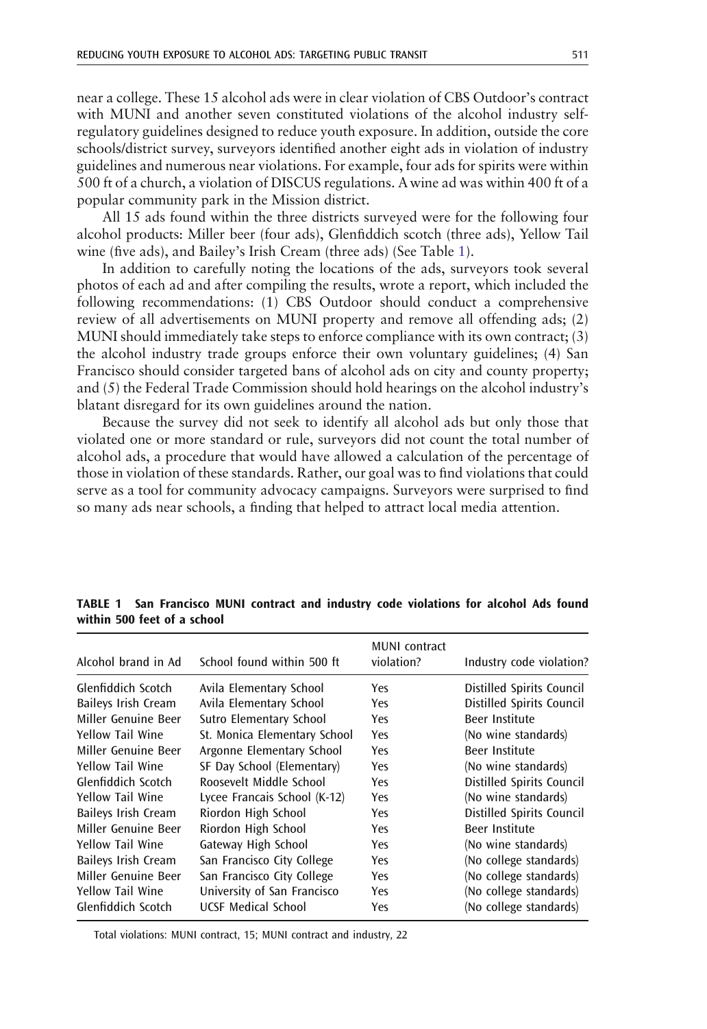near a college. These 15 alcohol ads were in clear violation of CBS Outdoor's contract with MUNI and another seven constituted violations of the alcohol industry self-regulatory guidelines designed to reduce youth exposure. In addition, outside the core schools/district survey, surveyors identified another eight ads in violation of industry guidelines and numerous near violations. For example, four ads for spirits were within 500 ft of a church, a violation of DISCUS regulations. A wine ad was within 400 ft of a popular community park in the Mission district.

All 15 ads found within the three districts surveyed were for the following four alcohol products: Miller beer (four ads), Glenfiddich scotch (three ads), Yellow Tail wine (five ads), and Bailey's Irish Cream (three ads) (See Table 1).

In addition to carefully noting the locations of the ads, surveyors took several photos of each ad and after compiling the results, wrote a report, which included the following recommendations: (1) CBS Outdoor should conduct a comprehensive review of all advertisements on MUNI property and remove all offending ads; (2) MUNI should immediately take steps to enforce compliance with its own contract; (3) the alcohol industry trade groups enforce their own voluntary guidelines; (4) San Francisco should consider targeted bans of alcohol ads on city and county property; and (5) the Federal Trade Commission should hold hearings on the alcohol industry's blatant disregard for its own guidelines around the nation.

Because the survey did not seek to identify all alcohol ads but only those that violated one or more standard or rule, surveyors did not count the total number of alcohol ads, a procedure that would have allowed a calculation of the percentage of those in violation of these standards. Rather, our goal was to find violations that could serve as a tool for community advocacy campaigns. Surveyors were surprised to find so many ads near schools, a finding that helped to attract local media attention.

**TABLE 1 San Francisco MUNI contract and industry code violations for alcohol Ads found within 500 feet of a school**

| Alcohol brand in Ad | School found within 500 ft | MUNI contract violation? | Industry code violation? |
|---|---|---|---|
| Glenfiddich Scotch | Avila Elementary School | Yes | Distilled Spirits Council |
| Baileys Irish Cream | Avila Elementary School | Yes | Distilled Spirits Council |
| Miller Genuine Beer | Sutro Elementary School | Yes | Beer Institute |
| Yellow Tail Wine | St. Monica Elementary School | Yes | (No wine standards) |
| Miller Genuine Beer | Argonne Elementary School | Yes | Beer Institute |
| Yellow Tail Wine | SF Day School (Elementary) | Yes | (No wine standards) |
| Glenfiddich Scotch | Roosevelt Middle School | Yes | Distilled Spirits Council |
| Yellow Tail Wine | Lycee Francais School (K-12) | Yes | (No wine standards) |
| Baileys Irish Cream | Riordon High School | Yes | Distilled Spirits Council |
| Miller Genuine Beer | Riordon High School | Yes | Beer Institute |
| Yellow Tail Wine | Gateway High School | Yes | (No wine standards) |
| Baileys Irish Cream | San Francisco City College | Yes | (No college standards) |
| Miller Genuine Beer | San Francisco City College | Yes | (No college standards) |
| Yellow Tail Wine | University of San Francisco | Yes | (No college standards) |
| Glenfiddich Scotch | UCSF Medical School | Yes | (No college standards) |

Total violations: MUNI contract, 15; MUNI contract and industry, 22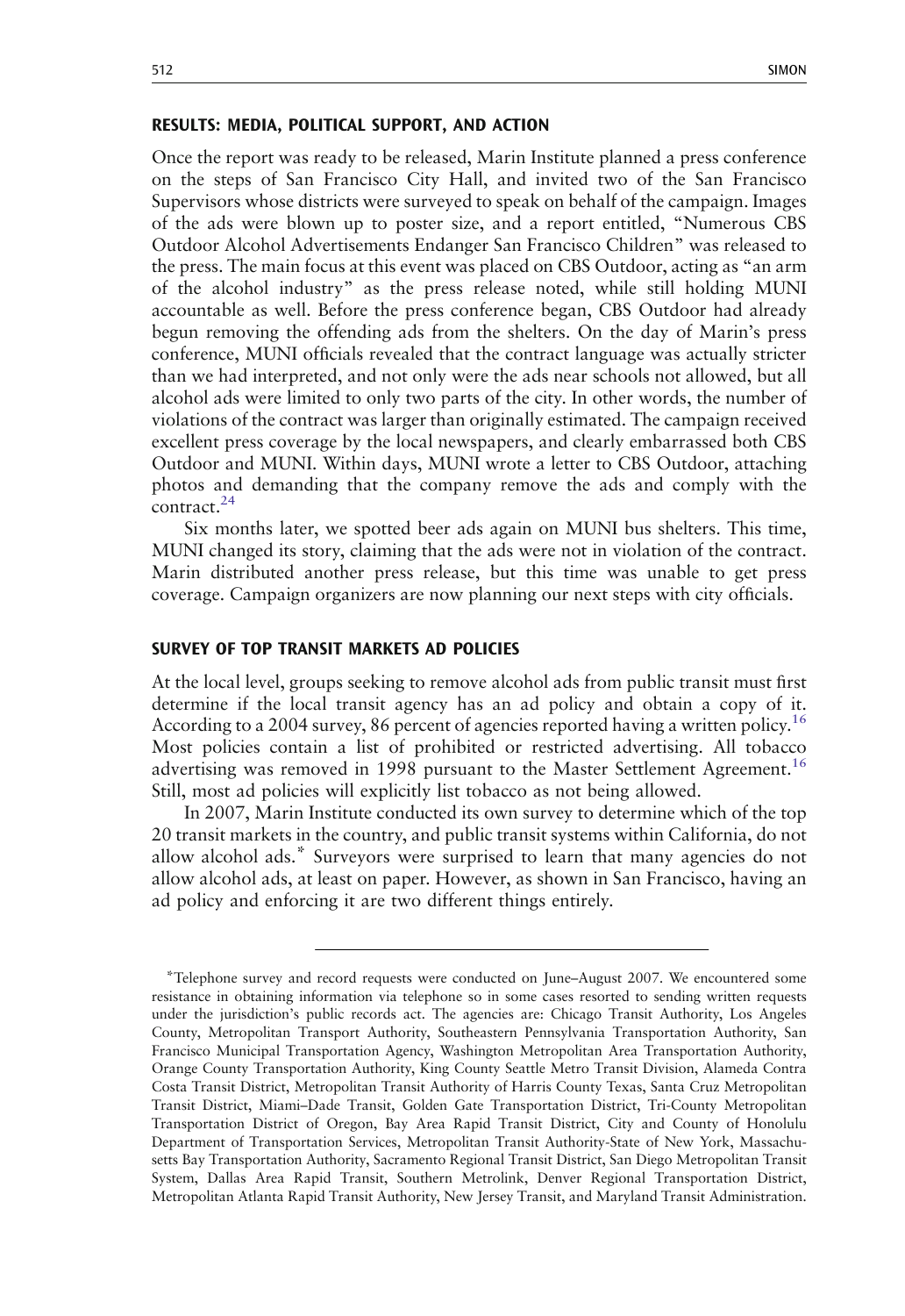## RESULTS: MEDIA, POLITICAL SUPPORT, AND ACTION

Once the report was ready to be released, Marin Institute planned a press conference on the steps of San Francisco City Hall, and invited two of the San Francisco Supervisors whose districts were surveyed to speak on behalf of the campaign. Images of the ads were blown up to poster size, and a report entitled, "Numerous CBS Outdoor Alcohol Advertisements Endanger San Francisco Children" was released to the press. The main focus at this event was placed on CBS Outdoor, acting as "an arm of the alcohol industry" as the press release noted, while still holding MUNI accountable as well. Before the press conference began, CBS Outdoor had already begun removing the offending ads from the shelters. On the day of Marin's press conference, MUNI officials revealed that the contract language was actually stricter than we had interpreted, and not only were the ads near schools not allowed, but all alcohol ads were limited to only two parts of the city. In other words, the number of violations of the contract was larger than originally estimated. The campaign received excellent press coverage by the local newspapers, and clearly embarrassed both CBS Outdoor and MUNI. Within days, MUNI wrote a letter to CBS Outdoor, attaching photos and demanding that the company remove the ads and comply with the contract.[24]

Six months later, we spotted beer ads again on MUNI bus shelters. This time, MUNI changed its story, claiming that the ads were not in violation of the contract. Marin distributed another press release, but this time was unable to get press coverage. Campaign organizers are now planning our next steps with city officials.

## SURVEY OF TOP TRANSIT MARKETS AD POLICIES

At the local level, groups seeking to remove alcohol ads from public transit must first determine if the local transit agency has an ad policy and obtain a copy of it. According to a 2004 survey, 86 percent of agencies reported having a written policy.[16] Most policies contain a list of prohibited or restricted advertising. All tobacco advertising was removed in 1998 pursuant to the Master Settlement Agreement.[16] Still, most ad policies will explicitly list tobacco as not being allowed.

In 2007, Marin Institute conducted its own survey to determine which of the top 20 transit markets in the country, and public transit systems within California, do not allow alcohol ads.* Surveyors were surprised to learn that many agencies do not allow alcohol ads, at least on paper. However, as shown in San Francisco, having an ad policy and enforcing it are two different things entirely.

---

*Telephone survey and record requests were conducted on June–August 2007. We encountered some resistance in obtaining information via telephone so in some cases resorted to sending written requests under the jurisdiction's public records act. The agencies are: Chicago Transit Authority, Los Angeles County, Metropolitan Transport Authority, Southeastern Pennsylvania Transportation Authority, San Francisco Municipal Transportation Agency, Washington Metropolitan Area Transportation Authority, Orange County Transportation Authority, King County Seattle Metro Transit Division, Alameda Contra Costa Transit District, Metropolitan Transit Authority of Harris County Texas, Santa Cruz Metropolitan Transit District, Miami–Dade Transit, Golden Gate Transportation District, Tri-County Metropolitan Transportation District of Oregon, Bay Area Rapid Transit District, City and County of Honolulu Department of Transportation Services, Metropolitan Transit Authority-State of New York, Massachusetts Bay Transportation Authority, Sacramento Regional Transit District, San Diego Metropolitan Transit System, Dallas Area Rapid Transit, Southern Metrolink, Denver Regional Transportation District, Metropolitan Atlanta Rapid Transit Authority, New Jersey Transit, and Maryland Transit Administration.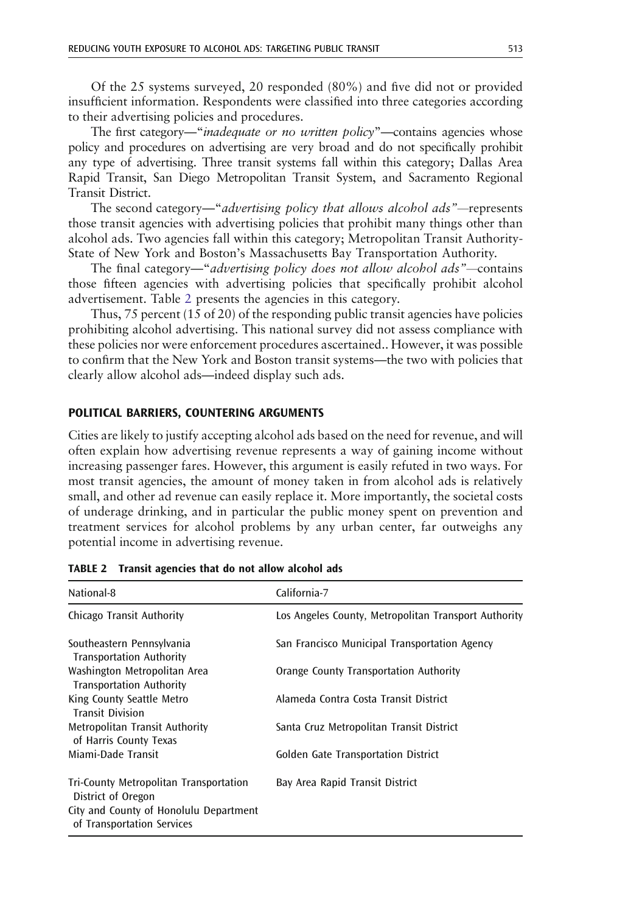Of the 25 systems surveyed, 20 responded (80%) and five did not or provided insufficient information. Respondents were classified into three categories according to their advertising policies and procedures.

The first category—"*inadequate or no written policy*"—contains agencies whose policy and procedures on advertising are very broad and do not specifically prohibit any type of advertising. Three transit systems fall within this category; Dallas Area Rapid Transit, San Diego Metropolitan Transit System, and Sacramento Regional Transit District.

The second category—"*advertising policy that allows alcohol ads*"—represents those transit agencies with advertising policies that prohibit many things other than alcohol ads. Two agencies fall within this category; Metropolitan Transit Authority-State of New York and Boston's Massachusetts Bay Transportation Authority.

The final category—"*advertising policy does not allow alcohol ads*"—contains those fifteen agencies with advertising policies that specifically prohibit alcohol advertisement. Table 2 presents the agencies in this category.

Thus, 75 percent (15 of 20) of the responding public transit agencies have policies prohibiting alcohol advertising. This national survey did not assess compliance with these policies nor were enforcement procedures ascertained.. However, it was possible to confirm that the New York and Boston transit systems—the two with policies that clearly allow alcohol ads—indeed display such ads.

### POLITICAL BARRIERS, COUNTERING ARGUMENTS

Cities are likely to justify accepting alcohol ads based on the need for revenue, and will often explain how advertising revenue represents a way of gaining income without increasing passenger fares. However, this argument is easily refuted in two ways. For most transit agencies, the amount of money taken in from alcohol ads is relatively small, and other ad revenue can easily replace it. More importantly, the societal costs of underage drinking, and in particular the public money spent on prevention and treatment services for alcohol problems by any urban center, far outweighs any potential income in advertising revenue.

**TABLE 2 Transit agencies that do not allow alcohol ads**

| National-8 | California-7 |
|---|---|
| Chicago Transit Authority | Los Angeles County, Metropolitan Transport Authority |
| Southeastern Pennsylvania Transportation Authority | San Francisco Municipal Transportation Agency |
| Washington Metropolitan Area Transportation Authority | Orange County Transportation Authority |
| King County Seattle Metro Transit Division | Alameda Contra Costa Transit District |
| Metropolitan Transit Authority of Harris County Texas | Santa Cruz Metropolitan Transit District |
| Miami-Dade Transit | Golden Gate Transportation District |
| Tri-County Metropolitan Transportation District of Oregon | Bay Area Rapid Transit District |
| City and County of Honolulu Department of Transportation Services | |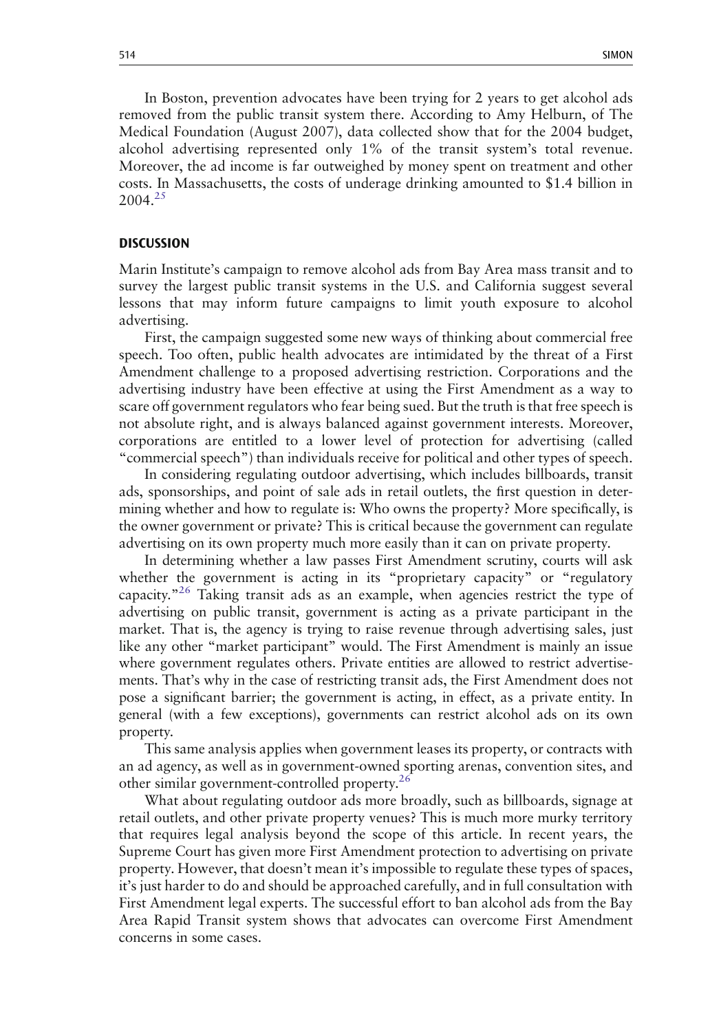In Boston, prevention advocates have been trying for 2 years to get alcohol ads removed from the public transit system there. According to Amy Helburn, of The Medical Foundation (August 2007), data collected show that for the 2004 budget, alcohol advertising represented only 1% of the transit system's total revenue. Moreover, the ad income is far outweighed by money spent on treatment and other costs. In Massachusetts, the costs of underage drinking amounted to $1.4 billion in 2004.[25]

## DISCUSSION

Marin Institute's campaign to remove alcohol ads from Bay Area mass transit and to survey the largest public transit systems in the U.S. and California suggest several lessons that may inform future campaigns to limit youth exposure to alcohol advertising.

First, the campaign suggested some new ways of thinking about commercial free speech. Too often, public health advocates are intimidated by the threat of a First Amendment challenge to a proposed advertising restriction. Corporations and the advertising industry have been effective at using the First Amendment as a way to scare off government regulators who fear being sued. But the truth is that free speech is not absolute right, and is always balanced against government interests. Moreover, corporations are entitled to a lower level of protection for advertising (called "commercial speech") than individuals receive for political and other types of speech.

In considering regulating outdoor advertising, which includes billboards, transit ads, sponsorships, and point of sale ads in retail outlets, the first question in determining whether and how to regulate is: Who owns the property? More specifically, is the owner government or private? This is critical because the government can regulate advertising on its own property much more easily than it can on private property.

In determining whether a law passes First Amendment scrutiny, courts will ask whether the government is acting in its "proprietary capacity" or "regulatory capacity."[26] Taking transit ads as an example, when agencies restrict the type of advertising on public transit, government is acting as a private participant in the market. That is, the agency is trying to raise revenue through advertising sales, just like any other "market participant" would. The First Amendment is mainly an issue where government regulates others. Private entities are allowed to restrict advertisements. That's why in the case of restricting transit ads, the First Amendment does not pose a significant barrier; the government is acting, in effect, as a private entity. In general (with a few exceptions), governments can restrict alcohol ads on its own property.

This same analysis applies when government leases its property, or contracts with an ad agency, as well as in government-owned sporting arenas, convention sites, and other similar government-controlled property.[26]

What about regulating outdoor ads more broadly, such as billboards, signage at retail outlets, and other private property venues? This is much more murky territory that requires legal analysis beyond the scope of this article. In recent years, the Supreme Court has given more First Amendment protection to advertising on private property. However, that doesn't mean it's impossible to regulate these types of spaces, it's just harder to do and should be approached carefully, and in full consultation with First Amendment legal experts. The successful effort to ban alcohol ads from the Bay Area Rapid Transit system shows that advocates can overcome First Amendment concerns in some cases.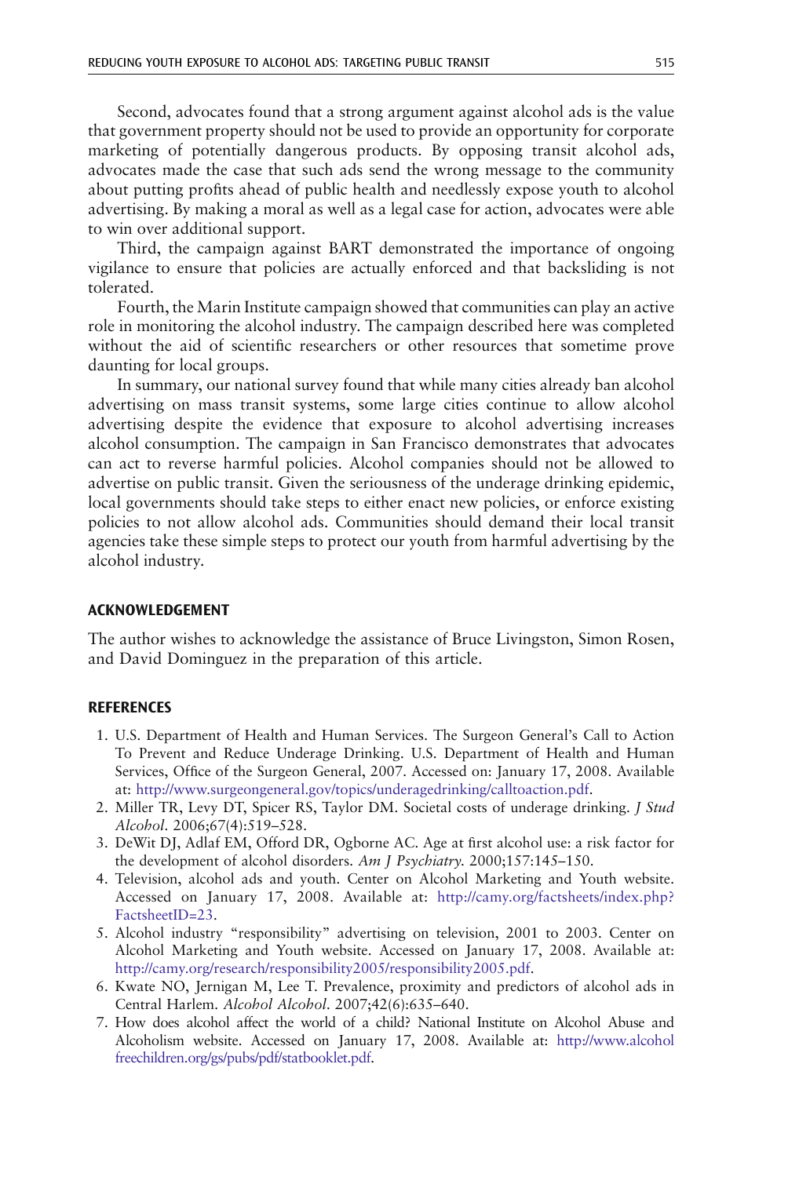Second, advocates found that a strong argument against alcohol ads is the value that government property should not be used to provide an opportunity for corporate marketing of potentially dangerous products. By opposing transit alcohol ads, advocates made the case that such ads send the wrong message to the community about putting profits ahead of public health and needlessly expose youth to alcohol advertising. By making a moral as well as a legal case for action, advocates were able to win over additional support.

Third, the campaign against BART demonstrated the importance of ongoing vigilance to ensure that policies are actually enforced and that backsliding is not tolerated.

Fourth, the Marin Institute campaign showed that communities can play an active role in monitoring the alcohol industry. The campaign described here was completed without the aid of scientific researchers or other resources that sometime prove daunting for local groups.

In summary, our national survey found that while many cities already ban alcohol advertising on mass transit systems, some large cities continue to allow alcohol advertising despite the evidence that exposure to alcohol advertising increases alcohol consumption. The campaign in San Francisco demonstrates that advocates can act to reverse harmful policies. Alcohol companies should not be allowed to advertise on public transit. Given the seriousness of the underage drinking epidemic, local governments should take steps to either enact new policies, or enforce existing policies to not allow alcohol ads. Communities should demand their local transit agencies take these simple steps to protect our youth from harmful advertising by the alcohol industry.

## ACKNOWLEDGEMENT

The author wishes to acknowledge the assistance of Bruce Livingston, Simon Rosen, and David Dominguez in the preparation of this article.

## REFERENCES

1. U.S. Department of Health and Human Services. The Surgeon General's Call to Action To Prevent and Reduce Underage Drinking. U.S. Department of Health and Human Services, Office of the Surgeon General, 2007. Accessed on: January 17, 2008. Available at: http://www.surgeongeneral.gov/topics/underagedrinking/calltoaction.pdf.
2. Miller TR, Levy DT, Spicer RS, Taylor DM. Societal costs of underage drinking. *J Stud Alcohol*. 2006;67(4):519–528.
3. DeWit DJ, Adlaf EM, Offord DR, Ogborne AC. Age at first alcohol use: a risk factor for the development of alcohol disorders. *Am J Psychiatry*. 2000;157:145–150.
4. Television, alcohol ads and youth. Center on Alcohol Marketing and Youth website. Accessed on January 17, 2008. Available at: http://camy.org/factsheets/index.php?FactsheetID=23.
5. Alcohol industry "responsibility" advertising on television, 2001 to 2003. Center on Alcohol Marketing and Youth website. Accessed on January 17, 2008. Available at: http://camy.org/research/responsibility2005/responsibility2005.pdf.
6. Kwate NO, Jernigan M, Lee T. Prevalence, proximity and predictors of alcohol ads in Central Harlem. *Alcohol Alcohol*. 2007;42(6):635–640.
7. How does alcohol affect the world of a child? National Institute on Alcohol Abuse and Alcoholism website. Accessed on January 17, 2008. Available at: http://www.alcoholfreechildren.org/gs/pubs/pdf/statbooklet.pdf.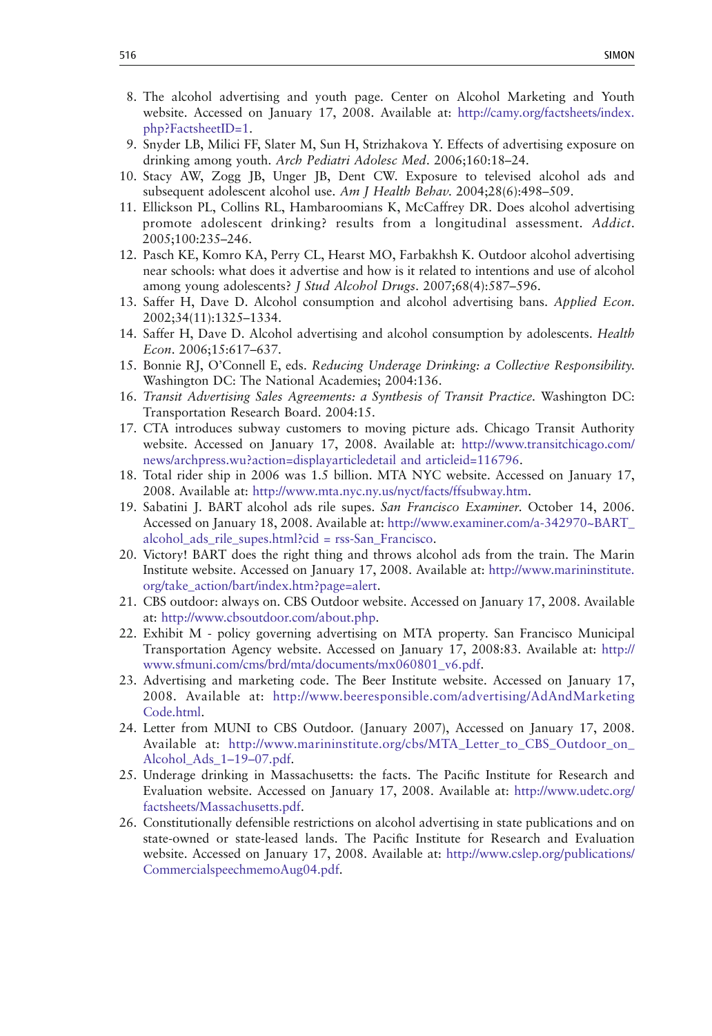8. The alcohol advertising and youth page. Center on Alcohol Marketing and Youth website. Accessed on January 17, 2008. Available at: http://camy.org/factsheets/index.php?FactsheetID=1.
9. Snyder LB, Milici FF, Slater M, Sun H, Strizhakova Y. Effects of advertising exposure on drinking among youth. *Arch Pediatri Adolesc Med*. 2006;160:18–24.
10. Stacy AW, Zogg JB, Unger JB, Dent CW. Exposure to televised alcohol ads and subsequent adolescent alcohol use. *Am J Health Behav*. 2004;28(6):498–509.
11. Ellickson PL, Collins RL, Hambaroomians K, McCaffrey DR. Does alcohol advertising promote adolescent drinking? results from a longitudinal assessment. *Addict*. 2005;100:235–246.
12. Pasch KE, Komro KA, Perry CL, Hearst MO, Farbakhsh K. Outdoor alcohol advertising near schools: what does it advertise and how is it related to intentions and use of alcohol among young adolescents? *J Stud Alcohol Drugs*. 2007;68(4):587–596.
13. Saffer H, Dave D. Alcohol consumption and alcohol advertising bans. *Applied Econ*. 2002;34(11):1325–1334.
14. Saffer H, Dave D. Alcohol advertising and alcohol consumption by adolescents. *Health Econ*. 2006;15:617–637.
15. Bonnie RJ, O'Connell E, eds. *Reducing Underage Drinking: a Collective Responsibility*. Washington DC: The National Academies; 2004:136.
16. *Transit Advertising Sales Agreements: a Synthesis of Transit Practice*. Washington DC: Transportation Research Board. 2004:15.
17. CTA introduces subway customers to moving picture ads. Chicago Transit Authority website. Accessed on January 17, 2008. Available at: http://www.transitchicago.com/news/archpress.wu?action=displayarticledetail and articleid=116796.
18. Total rider ship in 2006 was 1.5 billion. MTA NYC website. Accessed on January 17, 2008. Available at: http://www.mta.nyc.ny.us/nyct/facts/ffsubway.htm.
19. Sabatini J. BART alcohol ads rile supes. *San Francisco Examiner*. October 14, 2006. Accessed on January 18, 2008. Available at: http://www.examiner.com/a-342970~BART_alcohol_ads_rile_supes.html?cid = rss-San_Francisco.
20. Victory! BART does the right thing and throws alcohol ads from the train. The Marin Institute website. Accessed on January 17, 2008. Available at: http://www.marininstitute.org/take_action/bart/index.htm?page=alert.
21. CBS outdoor: always on. CBS Outdoor website. Accessed on January 17, 2008. Available at: http://www.cbsoutdoor.com/about.php.
22. Exhibit M - policy governing advertising on MTA property. San Francisco Municipal Transportation Agency website. Accessed on January 17, 2008:83. Available at: http://www.sfmuni.com/cms/brd/mta/documents/mx060801_v6.pdf.
23. Advertising and marketing code. The Beer Institute website. Accessed on January 17, 2008. Available at: http://www.beeresponsible.com/advertising/AdAndMarketingCode.html.
24. Letter from MUNI to CBS Outdoor. (January 2007), Accessed on January 17, 2008. Available at: http://www.marininstitute.org/cbs/MTA_Letter_to_CBS_Outdoor_on_Alcohol_Ads_1–19–07.pdf.
25. Underage drinking in Massachusetts: the facts. The Pacific Institute for Research and Evaluation website. Accessed on January 17, 2008. Available at: http://www.udetc.org/factsheets/Massachusetts.pdf.
26. Constitutionally defensible restrictions on alcohol advertising in state publications and on state-owned or state-leased lands. The Pacific Institute for Research and Evaluation website. Accessed on January 17, 2008. Available at: http://www.cslep.org/publications/CommercialspeechmemoAug04.pdf.